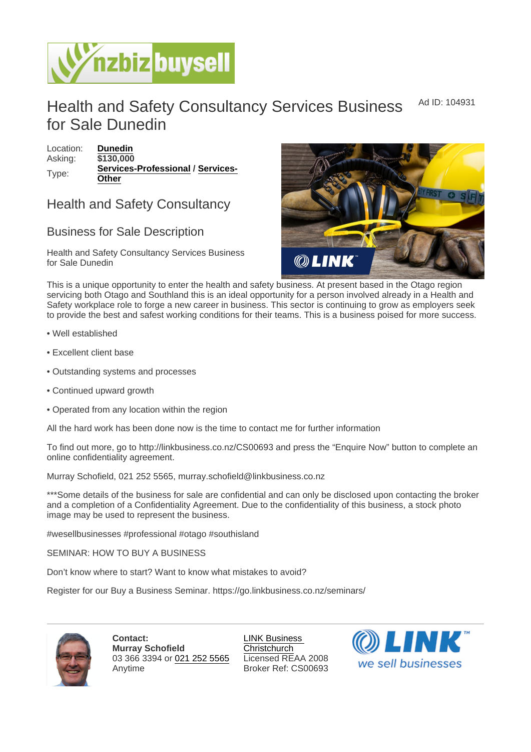# Health and Safety Consultancy Services Business for Sale Dunedin

Ad ID: 104931

Location: **Dunedin**
Asking: **$130,000**
Type: **Services-Professional** / **Services-Other**

## Health and Safety Consultancy

## Business for Sale Description

Health and Safety Consultancy Services Business for Sale Dunedin

This is a unique opportunity to enter the health and safety business. At present based in the Otago region servicing both Otago and Southland this is an ideal opportunity for a person involved already in a Health and Safety workplace role to forge a new career in business. This sector is continuing to grow as employers seek to provide the best and safest working conditions for their teams. This is a business poised for more success.

- Well established
- Excellent client base
- Outstanding systems and processes
- Continued upward growth
- Operated from any location within the region

All the hard work has been done now is the time to contact me for further information

To find out more, go to http://linkbusiness.co.nz/CS00693 and press the "Enquire Now" button to complete an online confidentiality agreement.

Murray Schofield, 021 252 5565, murray.schofield@linkbusiness.co.nz

***Some details of the business for sale are confidential and can only be disclosed upon contacting the broker and a completion of a Confidentiality Agreement. Due to the confidentiality of this business, a stock photo image may be used to represent the business.

#wesellbusinesses #professional #otago #southisland

SEMINAR: HOW TO BUY A BUSINESS

Don't know where to start? Want to know what mistakes to avoid?

Register for our Buy a Business Seminar. https://go.linkbusiness.co.nz/seminars/

**Contact:**
**Murray Schofield**
03 366 3394 or 021 252 5565
Anytime

LINK Business Christchurch
Licensed REAA 2008
Broker Ref: CS00693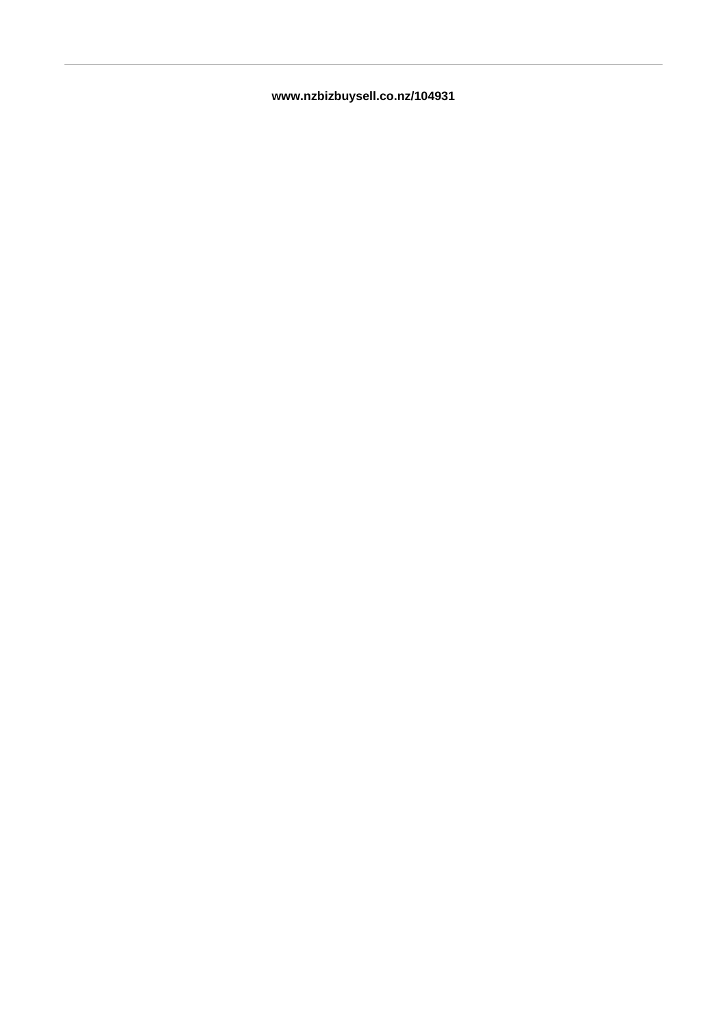www.nzbizbuysell.co.nz/104931